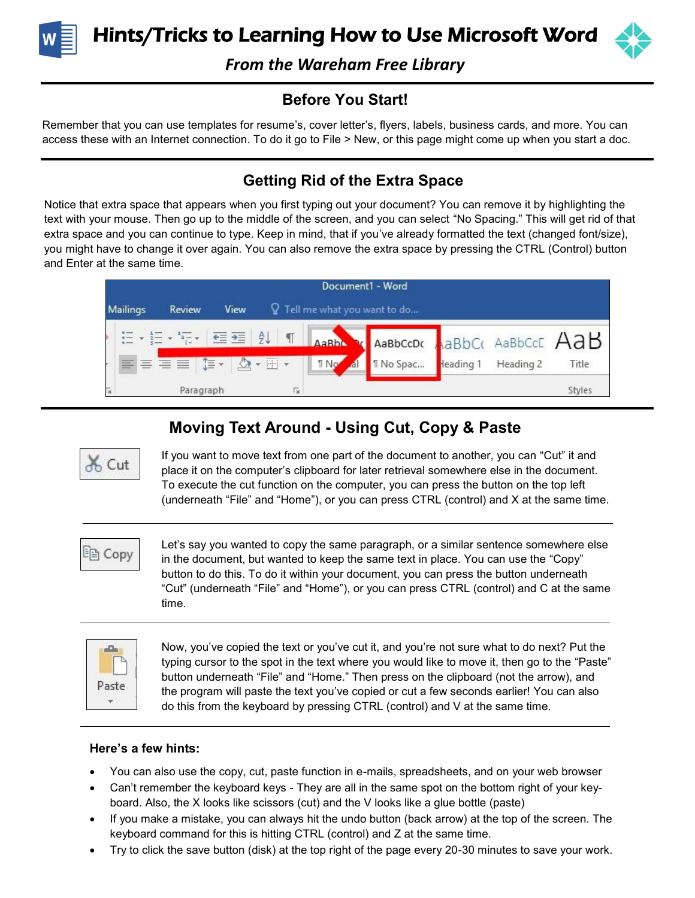# Hints/Tricks to Learning How to Use Microsoft Word

*From the Wareham Free Library*

## Before You Start!

Remember that you can use templates for resume's, cover letter's, flyers, labels, business cards, and more. You can access these with an Internet connection. To do it go to File > New, or this page might come up when you start a doc.

## Getting Rid of the Extra Space

Notice that extra space that appears when you first typing out your document? You can remove it by highlighting the text with your mouse. Then go up to the middle of the screen, and you can select "No Spacing." This will get rid of that extra space and you can continue to type. Keep in mind, that if you've already formatted the text (changed font/size), you might have to change it over again. You can also remove the extra space by pressing the CTRL (Control) button and Enter at the same time.

## Moving Text Around - Using Cut, Copy & Paste

**Cut**

If you want to move text from one part of the document to another, you can "Cut" it and place it on the computer's clipboard for later retrieval somewhere else in the document. To execute the cut function on the computer, you can press the button on the top left (underneath "File" and "Home"), or you can press CTRL (control) and X at the same time.

**Copy**

Let's say you wanted to copy the same paragraph, or a similar sentence somewhere else in the document, but wanted to keep the same text in place. You can use the "Copy" button to do this. To do it within your document, you can press the button underneath "Cut" (underneath "File" and "Home"), or you can press CTRL (control) and C at the same time.

**Paste**

Now, you've copied the text or you've cut it, and you're not sure what to do next? Put the typing cursor to the spot in the text where you would like to move it, then go to the "Paste" button underneath "File" and "Home." Then press on the clipboard (not the arrow), and the program will paste the text you've copied or cut a few seconds earlier! You can also do this from the keyboard by pressing CTRL (control) and V at the same time.

### Here's a few hints:

- You can also use the copy, cut, paste function in e-mails, spreadsheets, and on your web browser
- Can't remember the keyboard keys - They are all in the same spot on the bottom right of your keyboard. Also, the X looks like scissors (cut) and the V looks like a glue bottle (paste)
- If you make a mistake, you can always hit the undo button (back arrow) at the top of the screen. The keyboard command for this is hitting CTRL (control) and Z at the same time.
- Try to click the save button (disk) at the top right of the page every 20-30 minutes to save your work.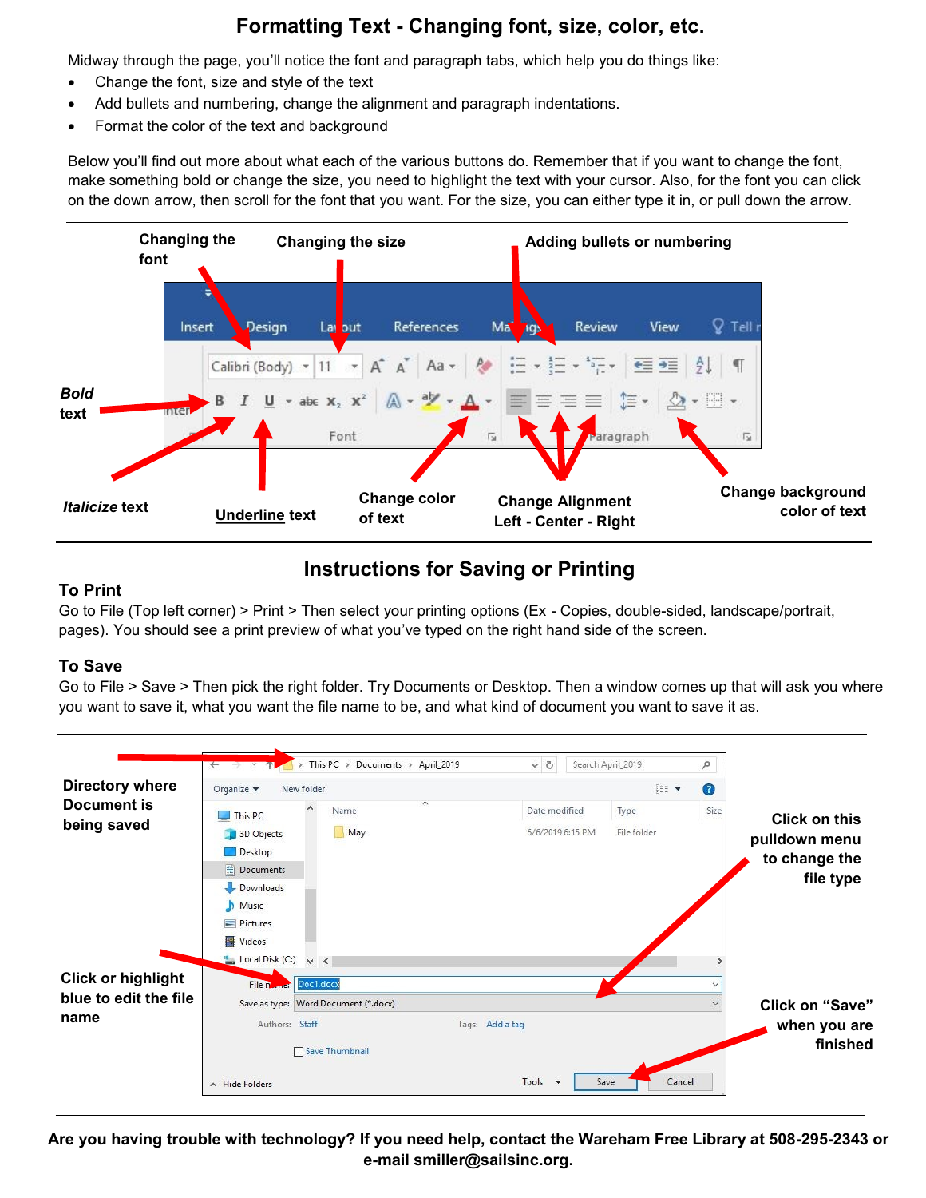# Formatting Text - Changing font, size, color, etc.

Midway through the page, you'll notice the font and paragraph tabs, which help you do things like:

- Change the font, size and style of the text
- Add bullets and numbering, change the alignment and paragraph indentations.
- Format the color of the text and background

Below you'll find out more about what each of the various buttons do. Remember that if you want to change the font, make something bold or change the size, you need to highlight the text with your cursor. Also, for the font you can click on the down arrow, then scroll for the font that you want. For the size, you can either type it in, or pull down the arrow.

**Changing the font**

**Changing the size**

**Adding bullets or numbering**

***Bold* text**

***Italicize* text**

**Underline text**

**Change color of text**

**Change Alignment Left - Center - Right**

**Change background color of text**

## Instructions for Saving or Printing

### To Print

Go to File (Top left corner) > Print > Then select your printing options (Ex - Copies, double-sided, landscape/portrait, pages). You should see a print preview of what you've typed on the right hand side of the screen.

### To Save

Go to File > Save > Then pick the right folder. Try Documents or Desktop. Then a window comes up that will ask you where you want to save it, what you want the file name to be, and what kind of document you want to save it as.

**Directory where Document is being saved**

**Click or highlight blue to edit the file name**

**Click on this pulldown menu to change the file type**

**Click on "Save" when you are finished**

**Are you having trouble with technology? If you need help, contact the Wareham Free Library at 508-295-2343 or e-mail smiller@sailsinc.org.**